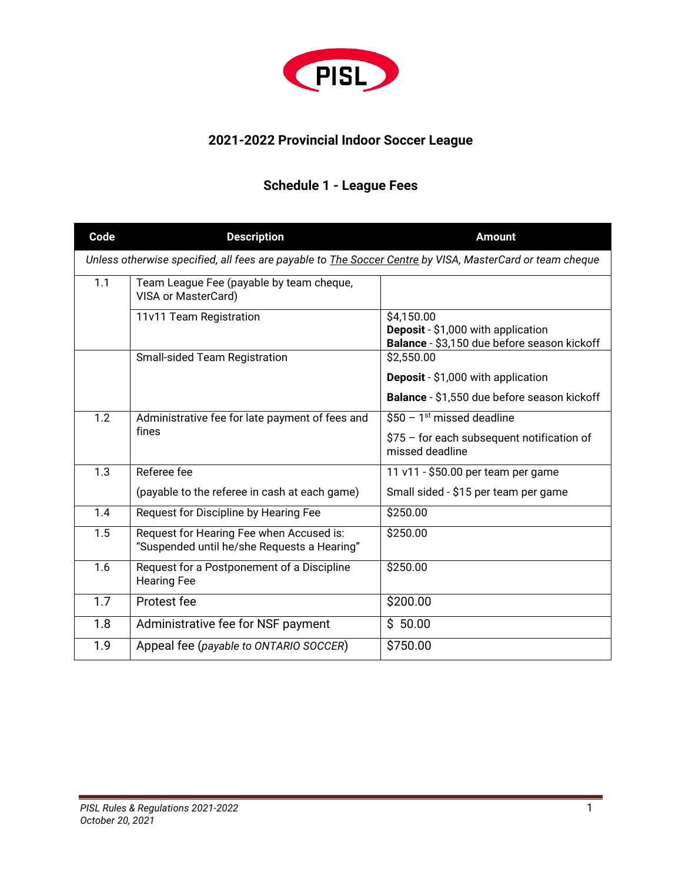PISL

## 2021-2022 Provincial Indoor Soccer League

### Schedule 1 - League Fees

| Code | Description | Amount |
|---|---|---|
| *Unless otherwise specified, all fees are payable to The Soccer Centre by VISA, MasterCard or team cheque* | | |
| 1.1 | Team League Fee (payable by team cheque, VISA or MasterCard) | |
| | 11v11 Team Registration | $4,150.00<br>**Deposit** - $1,000 with application<br>**Balance** - $3,150 due before season kickoff |
| | Small-sided Team Registration | $2,550.00<br>**Deposit** - $1,000 with application<br>**Balance** - $1,550 due before season kickoff |
| 1.2 | Administrative fee for late payment of fees and fines | $50 – 1st missed deadline<br>$75 – for each subsequent notification of missed deadline |
| 1.3 | Referee fee<br>(payable to the referee in cash at each game) | 11 v11 - $50.00 per team per game<br>Small sided - $15 per team per game |
| 1.4 | Request for Discipline by Hearing Fee | $250.00 |
| 1.5 | Request for Hearing Fee when Accused is: "Suspended until he/she Requests a Hearing" | $250.00 |
| 1.6 | Request for a Postponement of a Discipline Hearing Fee | $250.00 |
| 1.7 | Protest fee | $200.00 |
| 1.8 | Administrative fee for NSF payment | $ 50.00 |
| 1.9 | Appeal fee (*payable to ONTARIO SOCCER*) | $750.00 |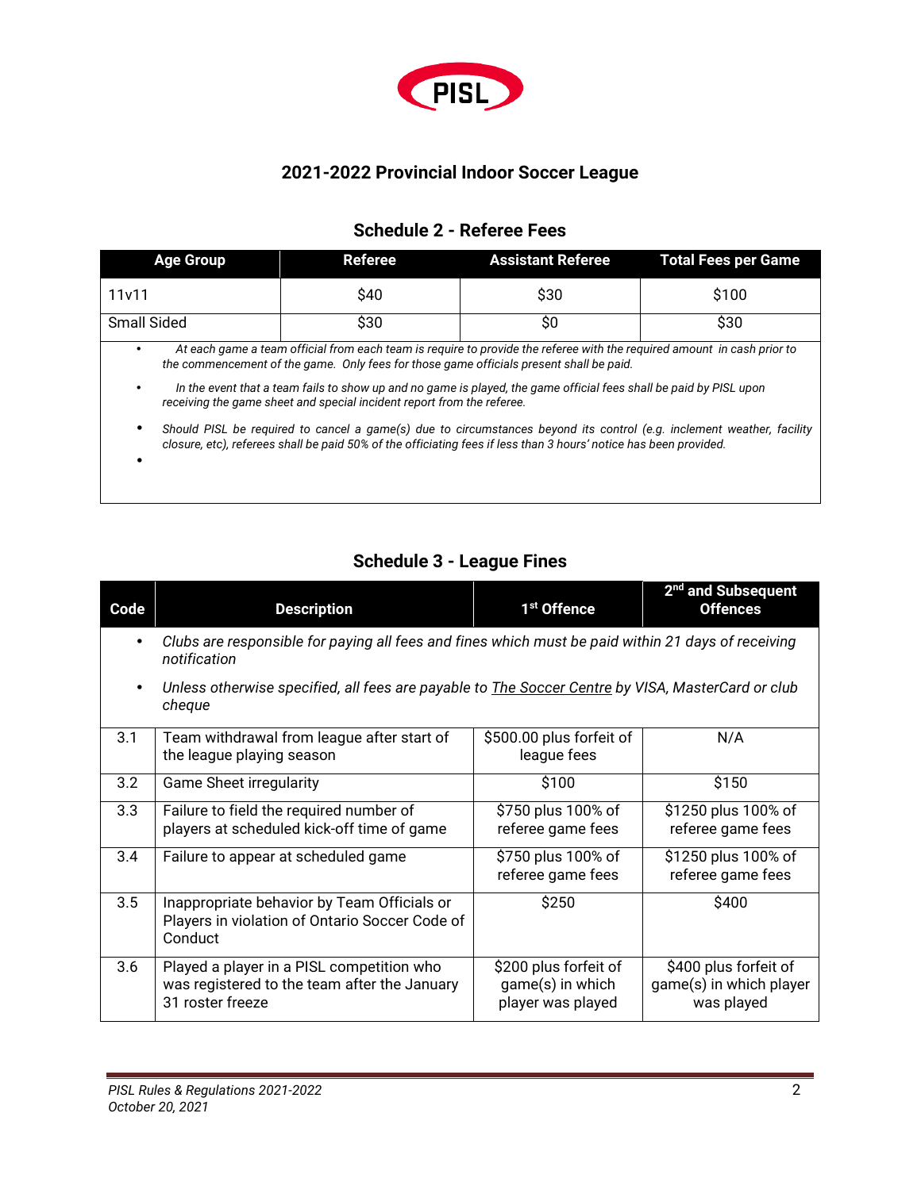# 2021-2022 Provincial Indoor Soccer League

## Schedule 2 - Referee Fees

| Age Group | Referee | Assistant Referee | Total Fees per Game |
|---|---|---|---|
| 11v11 | $40 | $30 | $100 |
| Small Sided | $30 | $0 | $30 |

- *At each game a team official from each team is require to provide the referee with the required amount in cash prior to the commencement of the game. Only fees for those game officials present shall be paid.*
- *In the event that a team fails to show up and no game is played, the game official fees shall be paid by PISL upon receiving the game sheet and special incident report from the referee.*
- *Should PISL be required to cancel a game(s) due to circumstances beyond its control (e.g. inclement weather, facility closure, etc), referees shall be paid 50% of the officiating fees if less than 3 hours' notice has been provided.*

## Schedule 3 - League Fines

- *Clubs are responsible for paying all fees and fines which must be paid within 21 days of receiving notification*
- *Unless otherwise specified, all fees are payable to The Soccer Centre by VISA, MasterCard or club cheque*

| Code | Description | 1st Offence | 2nd and Subsequent Offences |
|---|---|---|---|
| 3.1 | Team withdrawal from league after start of the league playing season | $500.00 plus forfeit of league fees | N/A |
| 3.2 | Game Sheet irregularity | $100 | $150 |
| 3.3 | Failure to field the required number of players at scheduled kick-off time of game | $750 plus 100% of referee game fees | $1250 plus 100% of referee game fees |
| 3.4 | Failure to appear at scheduled game | $750 plus 100% of referee game fees | $1250 plus 100% of referee game fees |
| 3.5 | Inappropriate behavior by Team Officials or Players in violation of Ontario Soccer Code of Conduct | $250 | $400 |
| 3.6 | Played a player in a PISL competition who was registered to the team after the January 31 roster freeze | $200 plus forfeit of game(s) in which player was played | $400 plus forfeit of game(s) in which player was played |